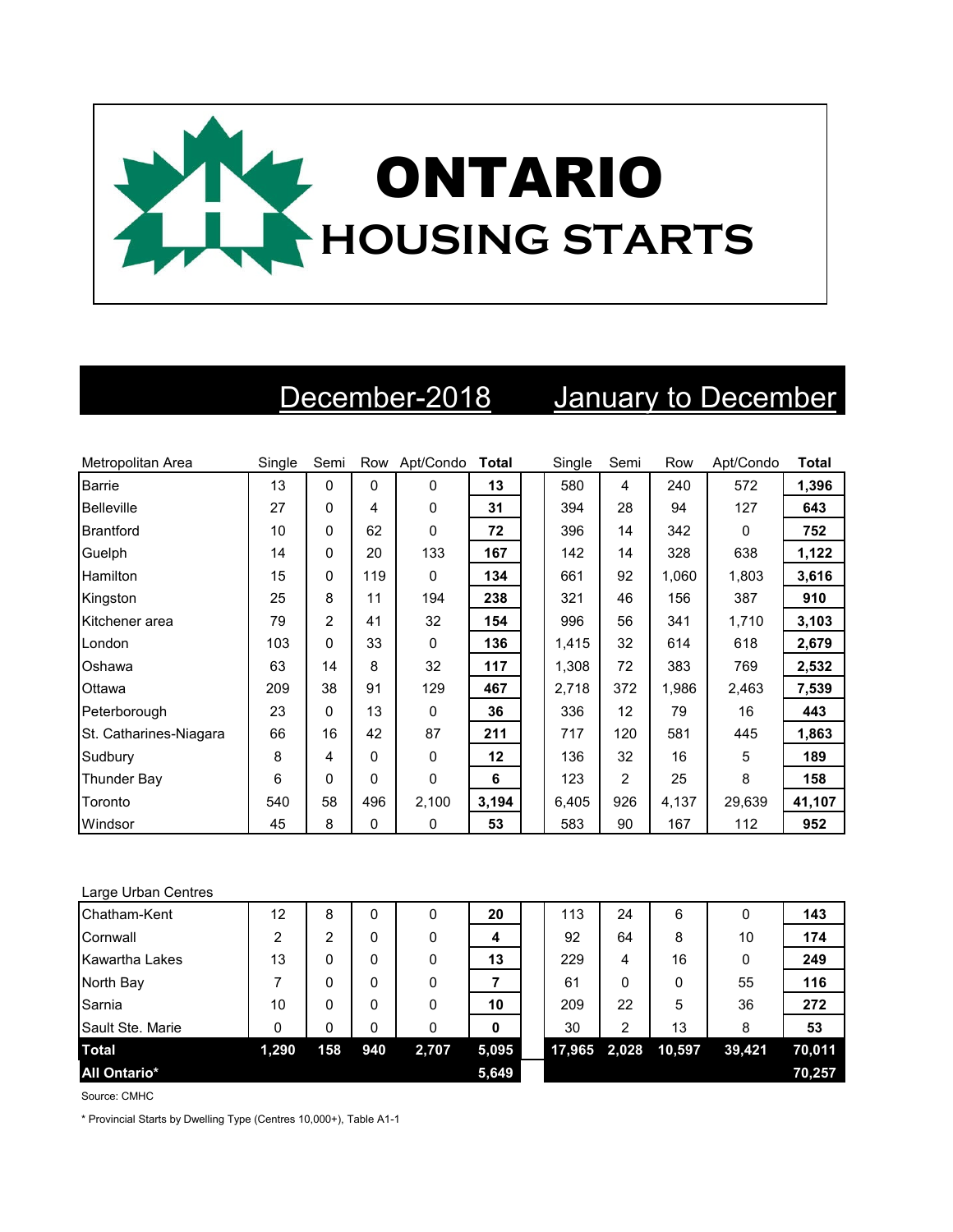# ONTARIO HOUSING STARTS

| Metropolitan Area | December-2018 | | | | | January to December | | | | |
|---|---|---|---|---|---|---|---|---|---|---|
| | Single | Semi | Row | Apt/Condo | Total | Single | Semi | Row | Apt/Condo | Total |
| Barrie | 13 | 0 | 0 | 0 | **13** | 580 | 4 | 240 | 572 | **1,396** |
| Belleville | 27 | 0 | 4 | 0 | **31** | 394 | 28 | 94 | 127 | **643** |
| Brantford | 10 | 0 | 62 | 0 | **72** | 396 | 14 | 342 | 0 | **752** |
| Guelph | 14 | 0 | 20 | 133 | **167** | 142 | 14 | 328 | 638 | **1,122** |
| Hamilton | 15 | 0 | 119 | 0 | **134** | 661 | 92 | 1,060 | 1,803 | **3,616** |
| Kingston | 25 | 8 | 11 | 194 | **238** | 321 | 46 | 156 | 387 | **910** |
| Kitchener area | 79 | 2 | 41 | 32 | **154** | 996 | 56 | 341 | 1,710 | **3,103** |
| London | 103 | 0 | 33 | 0 | **136** | 1,415 | 32 | 614 | 618 | **2,679** |
| Oshawa | 63 | 14 | 8 | 32 | **117** | 1,308 | 72 | 383 | 769 | **2,532** |
| Ottawa | 209 | 38 | 91 | 129 | **467** | 2,718 | 372 | 1,986 | 2,463 | **7,539** |
| Peterborough | 23 | 0 | 13 | 0 | **36** | 336 | 12 | 79 | 16 | **443** |
| St. Catharines-Niagara | 66 | 16 | 42 | 87 | **211** | 717 | 120 | 581 | 445 | **1,863** |
| Sudbury | 8 | 4 | 0 | 0 | **12** | 136 | 32 | 16 | 5 | **189** |
| Thunder Bay | 6 | 0 | 0 | 0 | **6** | 123 | 2 | 25 | 8 | **158** |
| Toronto | 540 | 58 | 496 | 2,100 | **3,194** | 6,405 | 926 | 4,137 | 29,639 | **41,107** |
| Windsor | 45 | 8 | 0 | 0 | **53** | 583 | 90 | 167 | 112 | **952** |
| **Large Urban Centres** | | | | | | | | | | |
| Chatham-Kent | 12 | 8 | 0 | 0 | **20** | 113 | 24 | 6 | 0 | **143** |
| Cornwall | 2 | 2 | 0 | 0 | **4** | 92 | 64 | 8 | 10 | **174** |
| Kawartha Lakes | 13 | 0 | 0 | 0 | **13** | 229 | 4 | 16 | 0 | **249** |
| North Bay | 7 | 0 | 0 | 0 | **7** | 61 | 0 | 0 | 55 | **116** |
| Sarnia | 10 | 0 | 0 | 0 | **10** | 209 | 22 | 5 | 36 | **272** |
| Sault Ste. Marie | 0 | 0 | 0 | 0 | **0** | 30 | 2 | 13 | 8 | **53** |
| **Total** | **1,290** | **158** | **940** | **2,707** | **5,095** | **17,965** | **2,028** | **10,597** | **39,421** | **70,011** |
| **All Ontario*** | | | | | **5,649** | | | | | **70,257** |

Source: CMHC

* Provincial Starts by Dwelling Type (Centres 10,000+), Table A1-1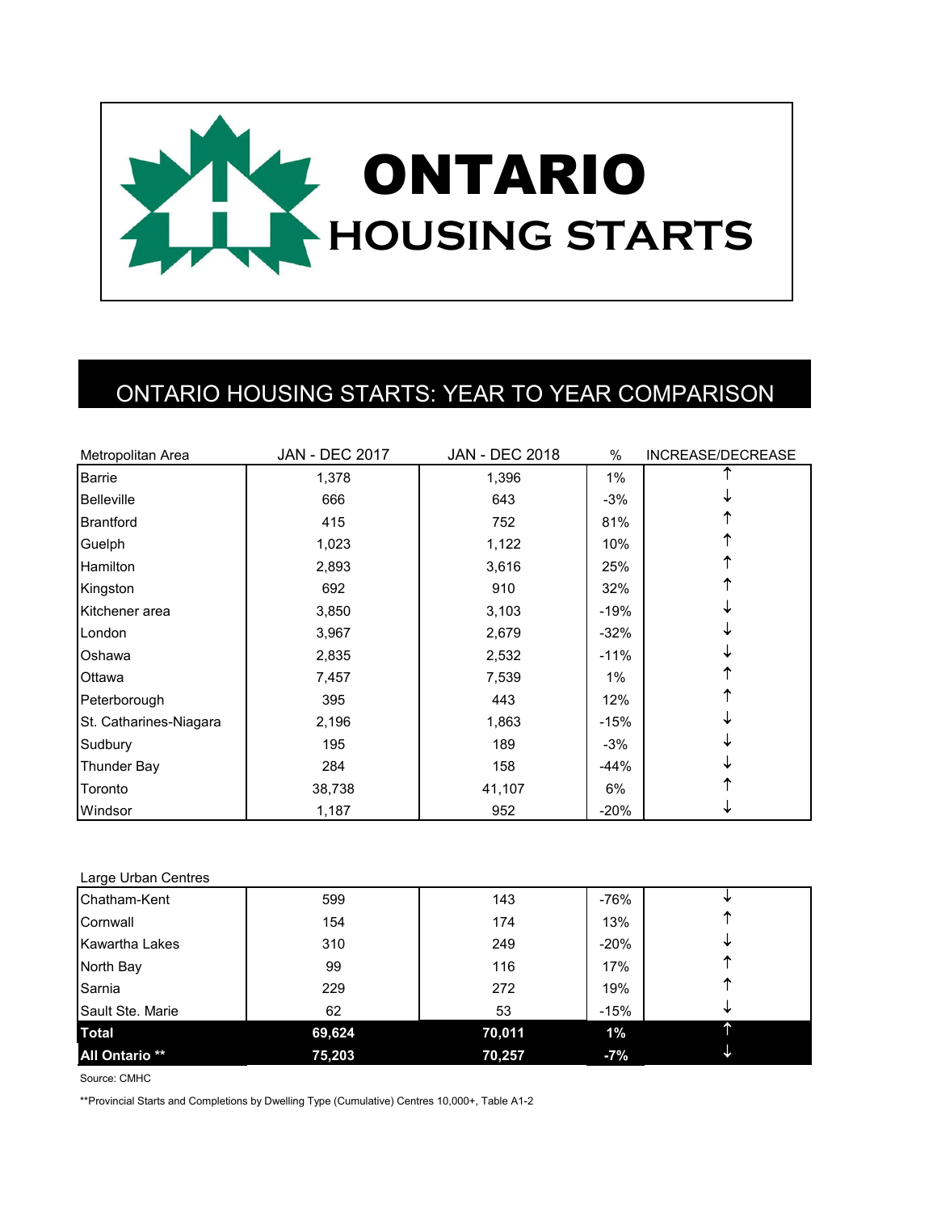# ONTARIO HOUSING STARTS

## ONTARIO HOUSING STARTS: YEAR TO YEAR COMPARISON

| Metropolitan Area | JAN - DEC 2017 | JAN - DEC 2018 | % | INCREASE/DECREASE |
|---|---|---|---|---|
| Barrie | 1,378 | 1,396 | 1% | ↑ |
| Belleville | 666 | 643 | -3% | ↓ |
| Brantford | 415 | 752 | 81% | ↑ |
| Guelph | 1,023 | 1,122 | 10% | ↑ |
| Hamilton | 2,893 | 3,616 | 25% | ↑ |
| Kingston | 692 | 910 | 32% | ↑ |
| Kitchener area | 3,850 | 3,103 | -19% | ↓ |
| London | 3,967 | 2,679 | -32% | ↓ |
| Oshawa | 2,835 | 2,532 | -11% | ↓ |
| Ottawa | 7,457 | 7,539 | 1% | ↑ |
| Peterborough | 395 | 443 | 12% | ↑ |
| St. Catharines-Niagara | 2,196 | 1,863 | -15% | ↓ |
| Sudbury | 195 | 189 | -3% | ↓ |
| Thunder Bay | 284 | 158 | -44% | ↓ |
| Toronto | 38,738 | 41,107 | 6% | ↑ |
| Windsor | 1,187 | 952 | -20% | ↓ |
| **Large Urban Centres** | | | | |
| Chatham-Kent | 599 | 143 | -76% | ↓ |
| Cornwall | 154 | 174 | 13% | ↑ |
| Kawartha Lakes | 310 | 249 | -20% | ↓ |
| North Bay | 99 | 116 | 17% | ↑ |
| Sarnia | 229 | 272 | 19% | ↑ |
| Sault Ste. Marie | 62 | 53 | -15% | ↓ |
| **Total** | **69,624** | **70,011** | **1%** | ↑ |
| **All Ontario \*\*** | **75,203** | **70,257** | **-7%** | ↓ |

Source: CMHC

**Provincial Starts and Completions by Dwelling Type (Cumulative) Centres 10,000+, Table A1-2